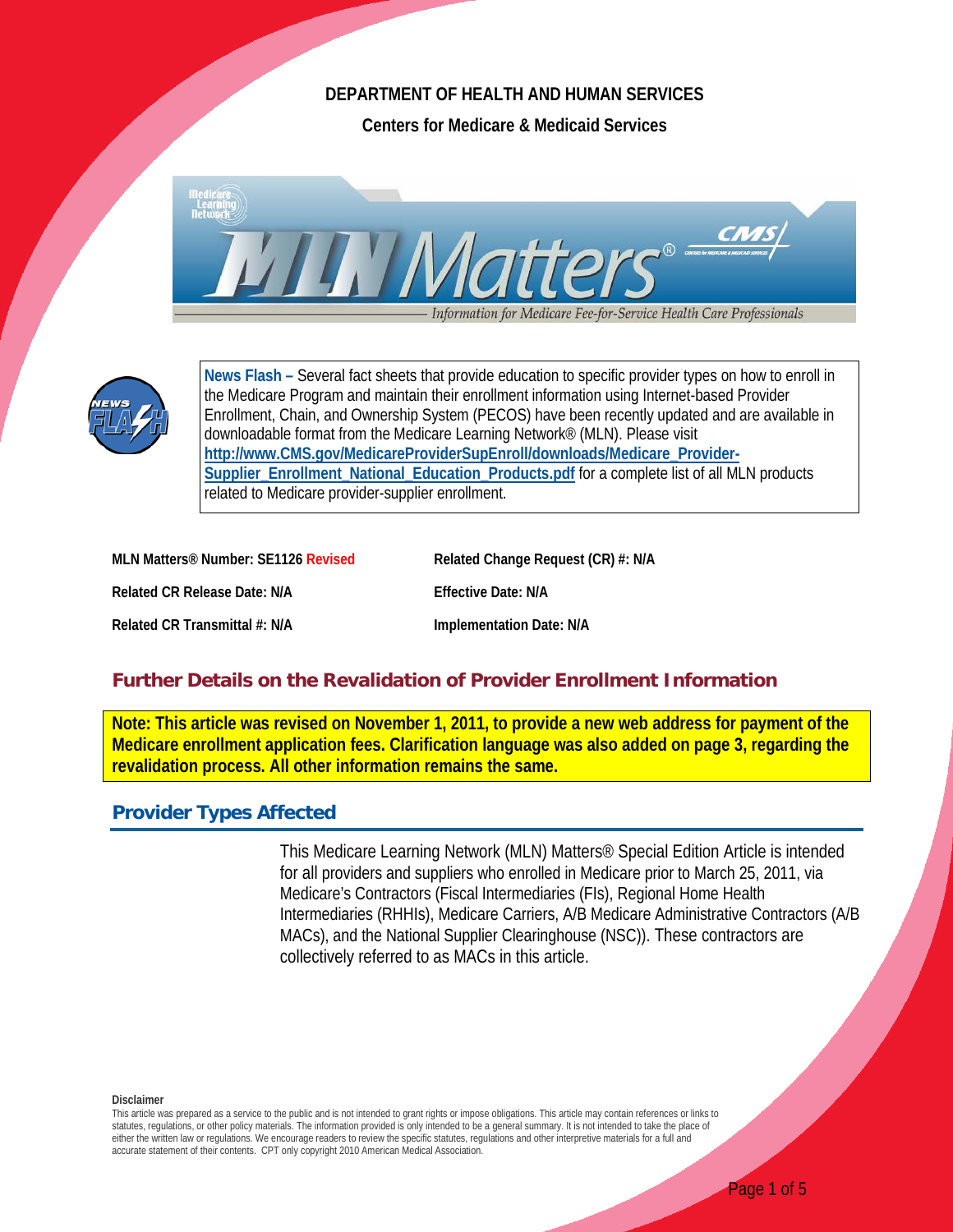**DEPARTMENT OF HEALTH AND HUMAN SERVICES**

**Centers for Medicare & Medicaid Services**

**News Flash –** Several fact sheets that provide education to specific provider types on how to enroll in the Medicare Program and maintain their enrollment information using Internet-based Provider Enrollment, Chain, and Ownership System (PECOS) have been recently updated and are available in downloadable format from the Medicare Learning Network® (MLN). Please visit **http://www.CMS.gov/MedicareProviderSupEnroll/downloads/Medicare_Provider-Supplier_Enrollment_National_Education_Products.pdf** for a complete list of all MLN products related to Medicare provider-supplier enrollment.

| | |
|---|---|
| **MLN Matters® Number: SE1126 Revised** | **Related Change Request (CR) #: N/A** |
| **Related CR Release Date: N/A** | **Effective Date: N/A** |
| **Related CR Transmittal #: N/A** | **Implementation Date: N/A** |

## Further Details on the Revalidation of Provider Enrollment Information

**Note: This article was revised on November 1, 2011, to provide a new web address for payment of the Medicare enrollment application fees. Clarification language was also added on page 3, regarding the revalidation process. All other information remains the same.**

## Provider Types Affected

This Medicare Learning Network (MLN) Matters® Special Edition Article is intended for all providers and suppliers who enrolled in Medicare prior to March 25, 2011, via Medicare's Contractors (Fiscal Intermediaries (FIs), Regional Home Health Intermediaries (RHHIs), Medicare Carriers, A/B Medicare Administrative Contractors (A/B MACs), and the National Supplier Clearinghouse (NSC)). These contractors are collectively referred to as MACs in this article.

**Disclaimer**

This article was prepared as a service to the public and is not intended to grant rights or impose obligations. This article may contain references or links to statutes, regulations, or other policy materials. The information provided is only intended to be a general summary. It is not intended to take the place of either the written law or regulations. We encourage readers to review the specific statutes, regulations and other interpretive materials for a full and accurate statement of their contents. CPT only copyright 2010 American Medical Association.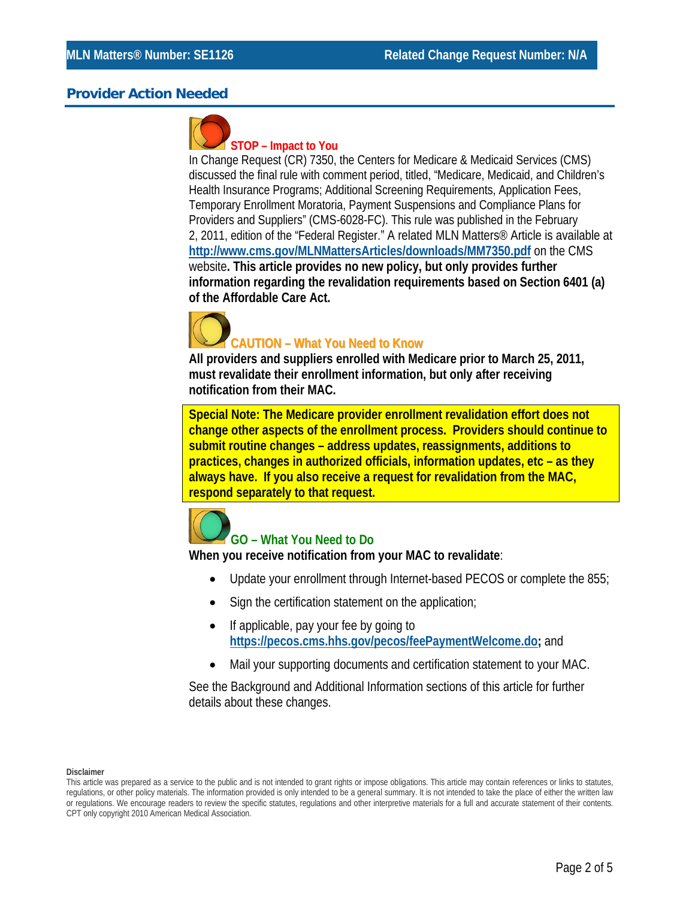## Provider Action Needed

### STOP – Impact to You

In Change Request (CR) 7350, the Centers for Medicare & Medicaid Services (CMS) discussed the final rule with comment period, titled, "Medicare, Medicaid, and Children's Health Insurance Programs; Additional Screening Requirements, Application Fees, Temporary Enrollment Moratoria, Payment Suspensions and Compliance Plans for Providers and Suppliers" (CMS-6028-FC). This rule was published in the February 2, 2011, edition of the "Federal Register." A related MLN Matters® Article is available at http://www.cms.gov/MLNMattersArticles/downloads/MM7350.pdf on the CMS website**. This article provides no new policy, but only provides further information regarding the revalidation requirements based on Section 6401 (a) of the Affordable Care Act.**

### CAUTION – What You Need to Know

**All providers and suppliers enrolled with Medicare prior to March 25, 2011, must revalidate their enrollment information, but only after receiving notification from their MAC.**

**Special Note: The Medicare provider enrollment revalidation effort does not change other aspects of the enrollment process. Providers should continue to submit routine changes – address updates, reassignments, additions to practices, changes in authorized officials, information updates, etc – as they always have. If you also receive a request for revalidation from the MAC, respond separately to that request.**

### GO – What You Need to Do

**When you receive notification from your MAC to revalidate**:

- Update your enrollment through Internet-based PECOS or complete the 855;
- Sign the certification statement on the application;
- If applicable, pay your fee by going to https://pecos.cms.hhs.gov/pecos/feePaymentWelcome.do**;** and
- Mail your supporting documents and certification statement to your MAC.

See the Background and Additional Information sections of this article for further details about these changes.

**Disclaimer**

This article was prepared as a service to the public and is not intended to grant rights or impose obligations. This article may contain references or links to statutes, regulations, or other policy materials. The information provided is only intended to be a general summary. It is not intended to take the place of either the written law or regulations. We encourage readers to review the specific statutes, regulations and other interpretive materials for a full and accurate statement of their contents. CPT only copyright 2010 American Medical Association.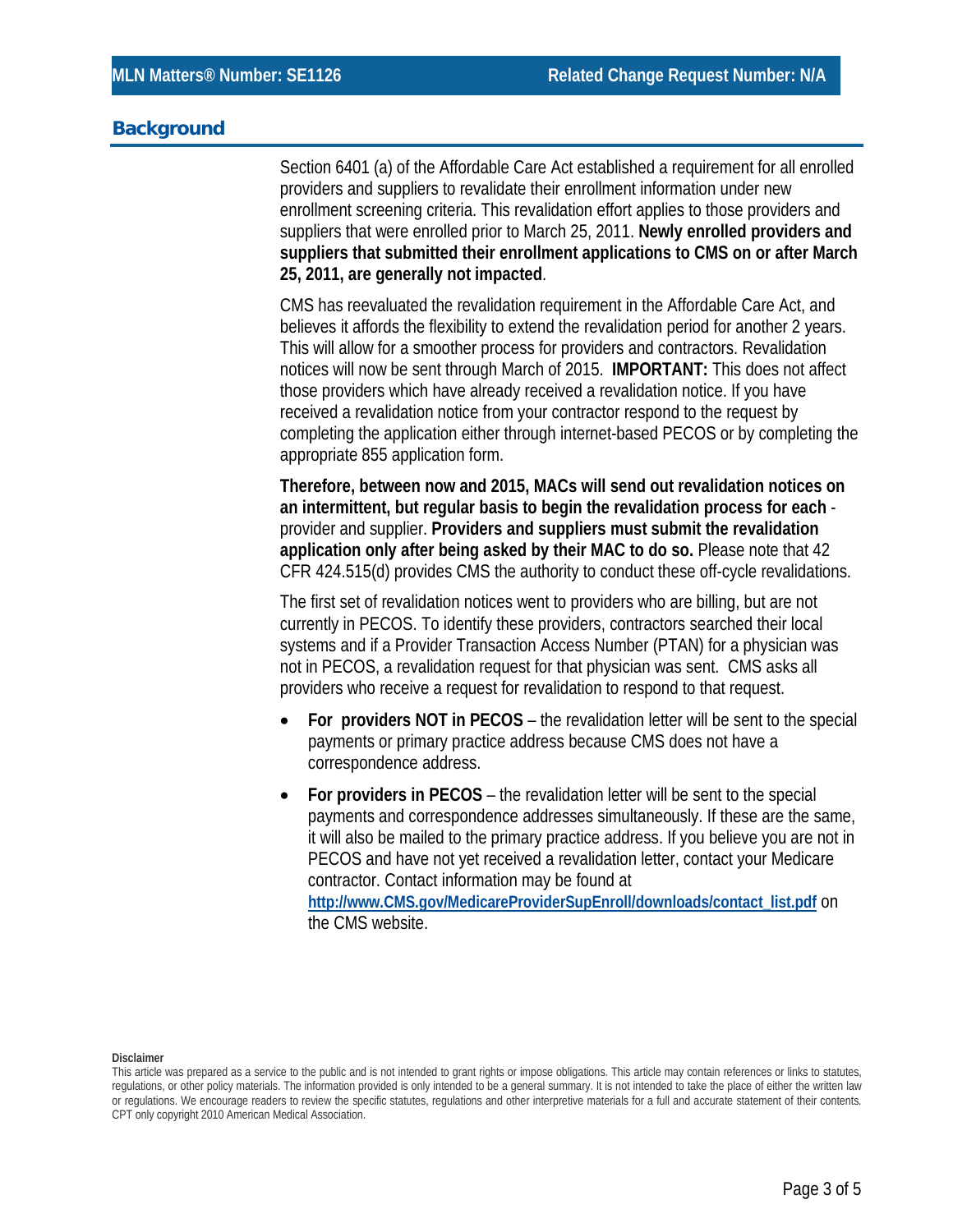## Background

Section 6401 (a) of the Affordable Care Act established a requirement for all enrolled providers and suppliers to revalidate their enrollment information under new enrollment screening criteria. This revalidation effort applies to those providers and suppliers that were enrolled prior to March 25, 2011. **Newly enrolled providers and suppliers that submitted their enrollment applications to CMS on or after March 25, 2011, are generally not impacted**.

CMS has reevaluated the revalidation requirement in the Affordable Care Act, and believes it affords the flexibility to extend the revalidation period for another 2 years. This will allow for a smoother process for providers and contractors. Revalidation notices will now be sent through March of 2015. **IMPORTANT:** This does not affect those providers which have already received a revalidation notice. If you have received a revalidation notice from your contractor respond to the request by completing the application either through internet-based PECOS or by completing the appropriate 855 application form.

**Therefore, between now and 2015, MACs will send out revalidation notices on an intermittent, but regular basis to begin the revalidation process for each** -provider and supplier. **Providers and suppliers must submit the revalidation application only after being asked by their MAC to do so.** Please note that 42 CFR 424.515(d) provides CMS the authority to conduct these off-cycle revalidations.

The first set of revalidation notices went to providers who are billing, but are not currently in PECOS. To identify these providers, contractors searched their local systems and if a Provider Transaction Access Number (PTAN) for a physician was not in PECOS, a revalidation request for that physician was sent. CMS asks all providers who receive a request for revalidation to respond to that request.

- **For providers NOT in PECOS** – the revalidation letter will be sent to the special payments or primary practice address because CMS does not have a correspondence address.
- **For providers in PECOS** – the revalidation letter will be sent to the special payments and correspondence addresses simultaneously. If these are the same, it will also be mailed to the primary practice address. If you believe you are not in PECOS and have not yet received a revalidation letter, contact your Medicare contractor. Contact information may be found at [http://www.CMS.gov/MedicareProviderSupEnroll/downloads/contact_list.pdf](http://www.CMS.gov/MedicareProviderSupEnroll/downloads/contact_list.pdf) on the CMS website.

**Disclaimer**

This article was prepared as a service to the public and is not intended to grant rights or impose obligations. This article may contain references or links to statutes, regulations, or other policy materials. The information provided is only intended to be a general summary. It is not intended to take the place of either the written law or regulations. We encourage readers to review the specific statutes, regulations and other interpretive materials for a full and accurate statement of their contents. CPT only copyright 2010 American Medical Association.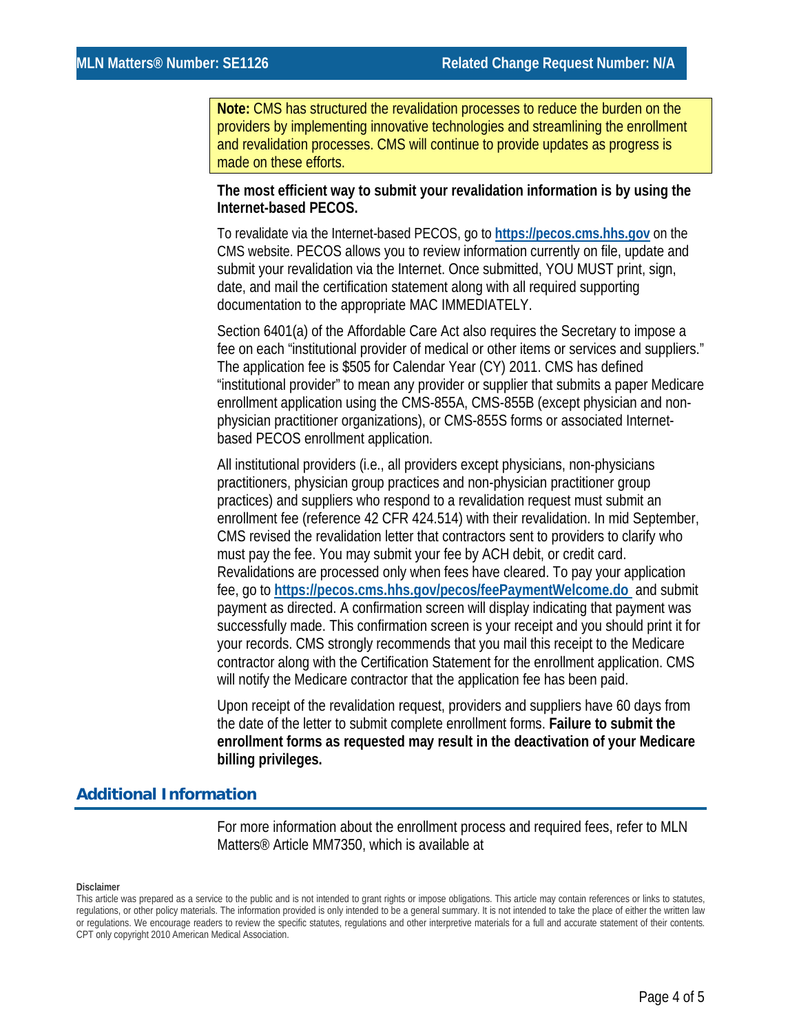**Note:** CMS has structured the revalidation processes to reduce the burden on the providers by implementing innovative technologies and streamlining the enrollment and revalidation processes. CMS will continue to provide updates as progress is made on these efforts.

**The most efficient way to submit your revalidation information is by using the Internet-based PECOS.**

To revalidate via the Internet-based PECOS, go to **https://pecos.cms.hhs.gov** on the CMS website. PECOS allows you to review information currently on file, update and submit your revalidation via the Internet. Once submitted, YOU MUST print, sign, date, and mail the certification statement along with all required supporting documentation to the appropriate MAC IMMEDIATELY.

Section 6401(a) of the Affordable Care Act also requires the Secretary to impose a fee on each "institutional provider of medical or other items or services and suppliers." The application fee is $505 for Calendar Year (CY) 2011. CMS has defined "institutional provider" to mean any provider or supplier that submits a paper Medicare enrollment application using the CMS-855A, CMS-855B (except physician and non-physician practitioner organizations), or CMS-855S forms or associated Internet-based PECOS enrollment application.

All institutional providers (i.e., all providers except physicians, non-physicians practitioners, physician group practices and non-physician practitioner group practices) and suppliers who respond to a revalidation request must submit an enrollment fee (reference 42 CFR 424.514) with their revalidation. In mid September, CMS revised the revalidation letter that contractors sent to providers to clarify who must pay the fee. You may submit your fee by ACH debit, or credit card. Revalidations are processed only when fees have cleared. To pay your application fee, go to **https://pecos.cms.hhs.gov/pecos/feePaymentWelcome.do** and submit payment as directed. A confirmation screen will display indicating that payment was successfully made. This confirmation screen is your receipt and you should print it for your records. CMS strongly recommends that you mail this receipt to the Medicare contractor along with the Certification Statement for the enrollment application. CMS will notify the Medicare contractor that the application fee has been paid.

Upon receipt of the revalidation request, providers and suppliers have 60 days from the date of the letter to submit complete enrollment forms. **Failure to submit the enrollment forms as requested may result in the deactivation of your Medicare billing privileges.**

## Additional Information

For more information about the enrollment process and required fees, refer to MLN Matters® Article MM7350, which is available at

**Disclaimer**

This article was prepared as a service to the public and is not intended to grant rights or impose obligations. This article may contain references or links to statutes, regulations, or other policy materials. The information provided is only intended to be a general summary. It is not intended to take the place of either the written law or regulations. We encourage readers to review the specific statutes, regulations and other interpretive materials for a full and accurate statement of their contents. CPT only copyright 2010 American Medical Association.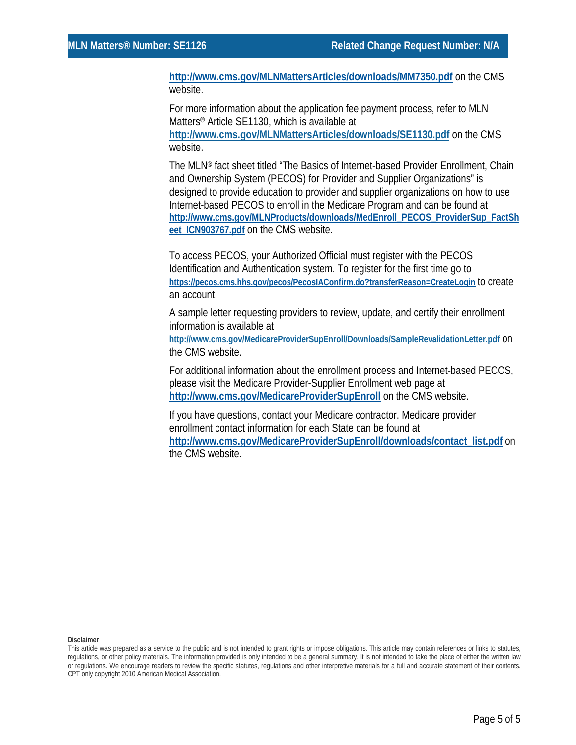http://www.cms.gov/MLNMattersArticles/downloads/MM7350.pdf on the CMS website.

For more information about the application fee payment process, refer to MLN Matters® Article SE1130, which is available at http://www.cms.gov/MLNMattersArticles/downloads/SE1130.pdf on the CMS website.

The MLN® fact sheet titled "The Basics of Internet-based Provider Enrollment, Chain and Ownership System (PECOS) for Provider and Supplier Organizations" is designed to provide education to provider and supplier organizations on how to use Internet-based PECOS to enroll in the Medicare Program and can be found at http://www.cms.gov/MLNProducts/downloads/MedEnroll_PECOS_ProviderSup_FactSheet_ICN903767.pdf on the CMS website.

To access PECOS, your Authorized Official must register with the PECOS Identification and Authentication system. To register for the first time go to https://pecos.cms.hhs.gov/pecos/PecosIAConfirm.do?transferReason=CreateLogin to create an account.

A sample letter requesting providers to review, update, and certify their enrollment information is available at http://www.cms.gov/MedicareProviderSupEnroll/Downloads/SampleRevalidationLetter.pdf on the CMS website.

For additional information about the enrollment process and Internet-based PECOS, please visit the Medicare Provider-Supplier Enrollment web page at http://www.cms.gov/MedicareProviderSupEnroll on the CMS website.

If you have questions, contact your Medicare contractor. Medicare provider enrollment contact information for each State can be found at http://www.cms.gov/MedicareProviderSupEnroll/downloads/contact_list.pdf on the CMS website.

**Disclaimer**

This article was prepared as a service to the public and is not intended to grant rights or impose obligations. This article may contain references or links to statutes, regulations, or other policy materials. The information provided is only intended to be a general summary. It is not intended to take the place of either the written law or regulations. We encourage readers to review the specific statutes, regulations and other interpretive materials for a full and accurate statement of their contents. CPT only copyright 2010 American Medical Association.